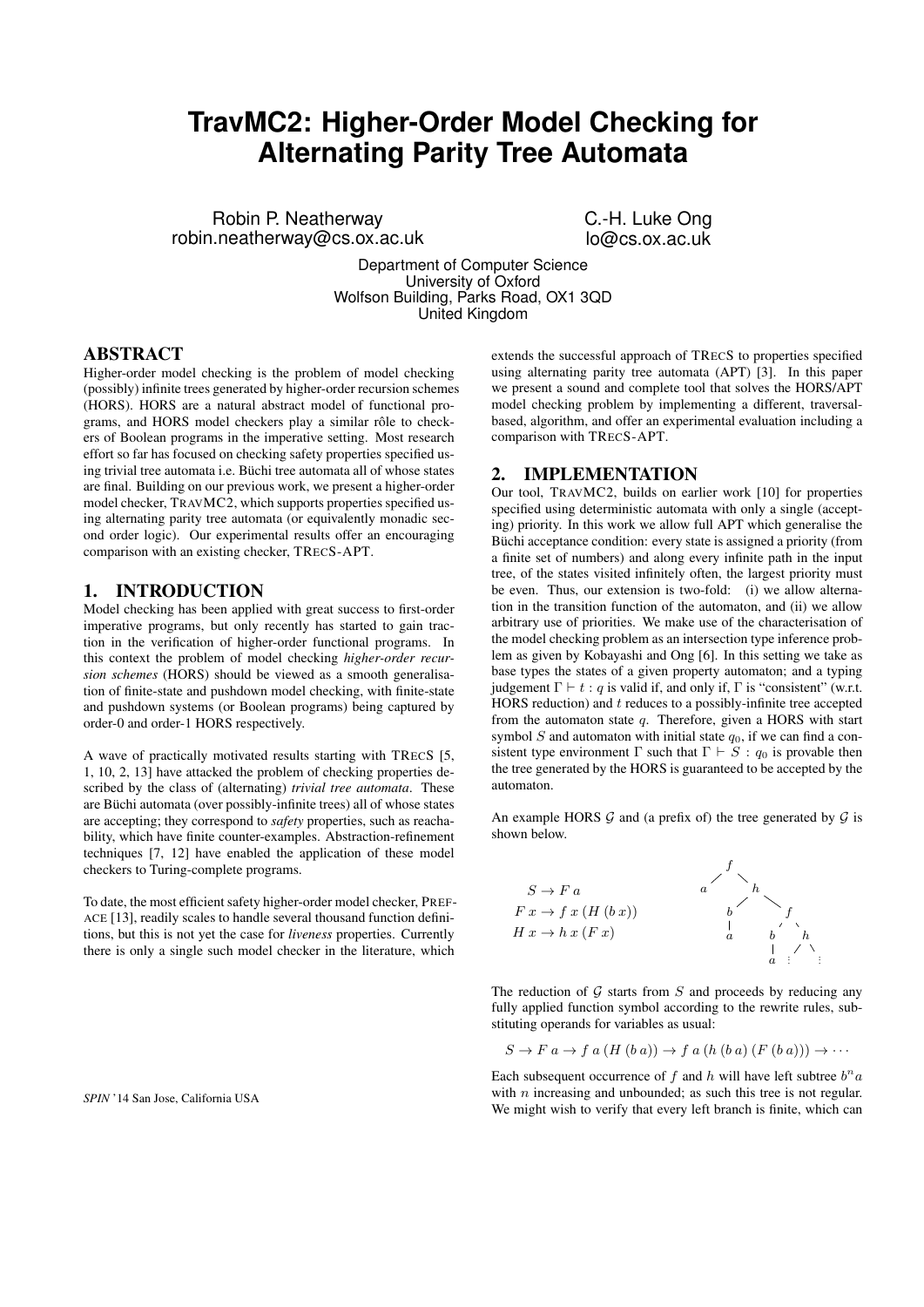# TravMC2: Higher-Order Model Checking for Alternating Parity Tree Automata

Robin P. Neatherway
robin.neatherway@cs.ox.ac.uk

C.-H. Luke Ong
lo@cs.ox.ac.uk

Department of Computer Science
University of Oxford
Wolfson Building, Parks Road, OX1 3QD
United Kingdom

## ABSTRACT

Higher-order model checking is the problem of model checking (possibly) infinite trees generated by higher-order recursion schemes (HORS). HORS are a natural abstract model of functional programs, and HORS model checkers play a similar rôle to checkers of Boolean programs in the imperative setting. Most research effort so far has focused on checking safety properties specified using trivial tree automata i.e. Büchi tree automata all of whose states are final. Building on our previous work, we present a higher-order model checker, TravMC2, which supports properties specified using alternating parity tree automata (or equivalently monadic second order logic). Our experimental results offer an encouraging comparison with an existing checker, TRecS-APT.

## 1. INTRODUCTION

Model checking has been applied with great success to first-order imperative programs, but only recently has started to gain traction in the verification of higher-order functional programs. In this context the problem of model checking *higher-order recursion schemes* (HORS) should be viewed as a smooth generalisation of finite-state and pushdown model checking, with finite-state and pushdown systems (or Boolean programs) being captured by order-0 and order-1 HORS respectively.

A wave of practically motivated results starting with TRecS [5, 1, 10, 2, 13] have attacked the problem of checking properties described by the class of (alternating) *trivial tree automata*. These are Büchi automata (over possibly-infinite trees) all of whose states are accepting; they correspond to *safety* properties, such as reachability, which have finite counter-examples. Abstraction-refinement techniques [7, 12] have enabled the application of these model checkers to Turing-complete programs.

To date, the most efficient safety higher-order model checker, PrefACE [13], readily scales to handle several thousand function definitions, but this is not yet the case for *liveness* properties. Currently there is only a single such model checker in the literature, which extends the successful approach of TRecS to properties specified using alternating parity tree automata (APT) [3]. In this paper we present a sound and complete tool that solves the HORS/APT model checking problem by implementing a different, traversal-based, algorithm, and offer an experimental evaluation including a comparison with TRecS-APT.

*SPIN* '14 San Jose, California USA

## 2. IMPLEMENTATION

Our tool, TravMC2, builds on earlier work [10] for properties specified using deterministic automata with only a single (accepting) priority. In this work we allow full APT which generalise the Büchi acceptance condition: every state is assigned a priority (from a finite set of numbers) and along every infinite path in the input tree, of the states visited infinitely often, the largest priority must be even. Thus, our extension is two-fold: (i) we allow alternation in the transition function of the automaton, and (ii) we allow arbitrary use of priorities. We make use of the characterisation of the model checking problem as an intersection type inference problem as given by Kobayashi and Ong [6]. In this setting we take as base types the states of a given property automaton; and a typing judgement $\Gamma \vdash t : q$ is valid if, and only if, $\Gamma$ is "consistent" (w.r.t. HORS reduction) and $t$ reduces to a possibly-infinite tree accepted from the automaton state $q$. Therefore, given a HORS with start symbol $S$ and automaton with initial state $q_0$, if we can find a consistent type environment $\Gamma$ such that $\Gamma \vdash S : q_0$ is provable then the tree generated by the HORS is guaranteed to be accepted by the automaton.

An example HORS $\mathcal{G}$ and (a prefix of) the tree generated by $\mathcal{G}$ is shown below.

$$S \to F\ a$$
$$F\ x \to f\ x\ (H\ (b\ x))$$
$$H\ x \to h\ x\ (F\ x)$$

The reduction of $\mathcal{G}$ starts from $S$ and proceeds by reducing any fully applied function symbol according to the rewrite rules, substituting operands for variables as usual:

$$S \to F\ a \to f\ a\ (H\ (b\ a)) \to f\ a\ (h\ (b\ a)\ (F\ (b\ a))) \to \cdots$$

Each subsequent occurrence of $f$ and $h$ will have left subtree $b^n a$ with $n$ increasing and unbounded; as such this tree is not regular. We might wish to verify that every left branch is finite, which can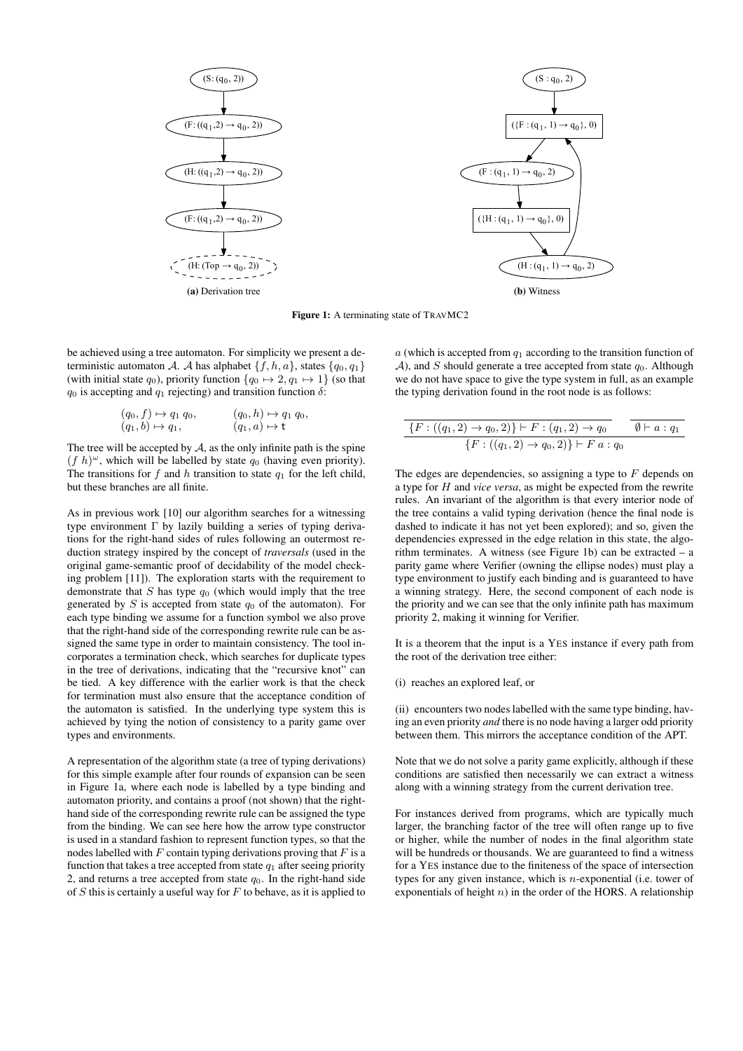**Figure 1:** A terminating state of TRAVMC2

(a) Derivation tree

(b) Witness

be achieved using a tree automaton. For simplicity we present a deterministic automaton $\mathcal{A}$. $\mathcal{A}$ has alphabet $\{f, h, a\}$, states $\{q_0, q_1\}$ (with initial state $q_0$), priority function $\{q_0 \mapsto 2, q_1 \mapsto 1\}$ (so that $q_0$ is accepting and $q_1$ rejecting) and transition function $\delta$:

$$(q_0, f) \mapsto q_1\ q_0, \qquad (q_0, h) \mapsto q_1\ q_0,$$
$$(q_1, b) \mapsto q_1, \qquad (q_1, a) \mapsto \mathtt{t}$$

The tree will be accepted by $\mathcal{A}$, as the only infinite path is the spine $(f\ h)^\omega$, which will be labelled by state $q_0$ (having even priority). The transitions for $f$ and $h$ transition to state $q_1$ for the left child, but these branches are all finite.

As in previous work [10] our algorithm searches for a witnessing type environment $\Gamma$ by lazily building a series of typing derivations for the right-hand sides of rules following an outermost reduction strategy inspired by the concept of *traversals* (used in the original game-semantic proof of decidability of the model checking problem [11]). The exploration starts with the requirement to demonstrate that $S$ has type $q_0$ (which would imply that the tree generated by $S$ is accepted from state $q_0$ of the automaton). For each type binding we assume for a function symbol we also prove that the right-hand side of the corresponding rewrite rule can be assigned the same type in order to maintain consistency. The tool incorporates a termination check, which searches for duplicate types in the tree of derivations, indicating that the "recursive knot" can be tied. A key difference with the earlier work is that the check for termination must also ensure that the acceptance condition of the automaton is satisfied. In the underlying type system this is achieved by tying the notion of consistency to a parity game over types and environments.

A representation of the algorithm state (a tree of typing derivations) for this simple example after four rounds of expansion can be seen in Figure 1a, where each node is labelled by a type binding and automaton priority, and contains a proof (not shown) that the right-hand side of the corresponding rewrite rule can be assigned the type from the binding. We can see here how the arrow type constructor is used in a standard fashion to represent function types, so that the nodes labelled with $F$ contain typing derivations proving that $F$ is a function that takes a tree accepted from state $q_1$ after seeing priority 2, and returns a tree accepted from state $q_0$. In the right-hand side of $S$ this is certainly a useful way for $F$ to behave, as it is applied to $a$ (which is accepted from $q_1$ according to the transition function of $\mathcal{A}$), and $S$ should generate a tree accepted from state $q_0$. Although we do not have space to give the type system in full, as an example the typing derivation found in the root node is as follows:

$$\dfrac{\dfrac{}{\{F : ((q_1, 2) \rightarrow q_0, 2)\} \vdash F : (q_1, 2) \rightarrow q_0} \qquad \dfrac{}{\emptyset \vdash a : q_1}}{\{F : ((q_1, 2) \rightarrow q_0, 2)\} \vdash F\ a : q_0}$$

The edges are dependencies, so assigning a type to $F$ depends on a type for $H$ and *vice versa*, as might be expected from the rewrite rules. An invariant of the algorithm is that every interior node of the tree contains a valid typing derivation (hence the final node is dashed to indicate it has not yet been explored); and so, given the dependencies expressed in the edge relation in this state, the algorithm terminates. A witness (see Figure 1b) can be extracted – a parity game where Verifier (owning the ellipse nodes) must play a type environment to justify each binding and is guaranteed to have a winning strategy. Here, the second component of each node is the priority and we can see that the only infinite path has maximum priority 2, making it winning for Verifier.

It is a theorem that the input is a YES instance if every path from the root of the derivation tree either:

(i) reaches an explored leaf, or

(ii) encounters two nodes labelled with the same type binding, having an even priority *and* there is no node having a larger odd priority between them. This mirrors the acceptance condition of the APT.

Note that we do not solve a parity game explicitly, although if these conditions are satisfied then necessarily we can extract a witness along with a winning strategy from the current derivation tree.

For instances derived from programs, which are typically much larger, the branching factor of the tree will often range up to five or higher, while the number of nodes in the final algorithm state will be hundreds or thousands. We are guaranteed to find a witness for a YES instance due to the finiteness of the space of intersection types for any given instance, which is $n$-exponential (i.e. tower of exponentials of height $n$) in the order of the HORS. A relationship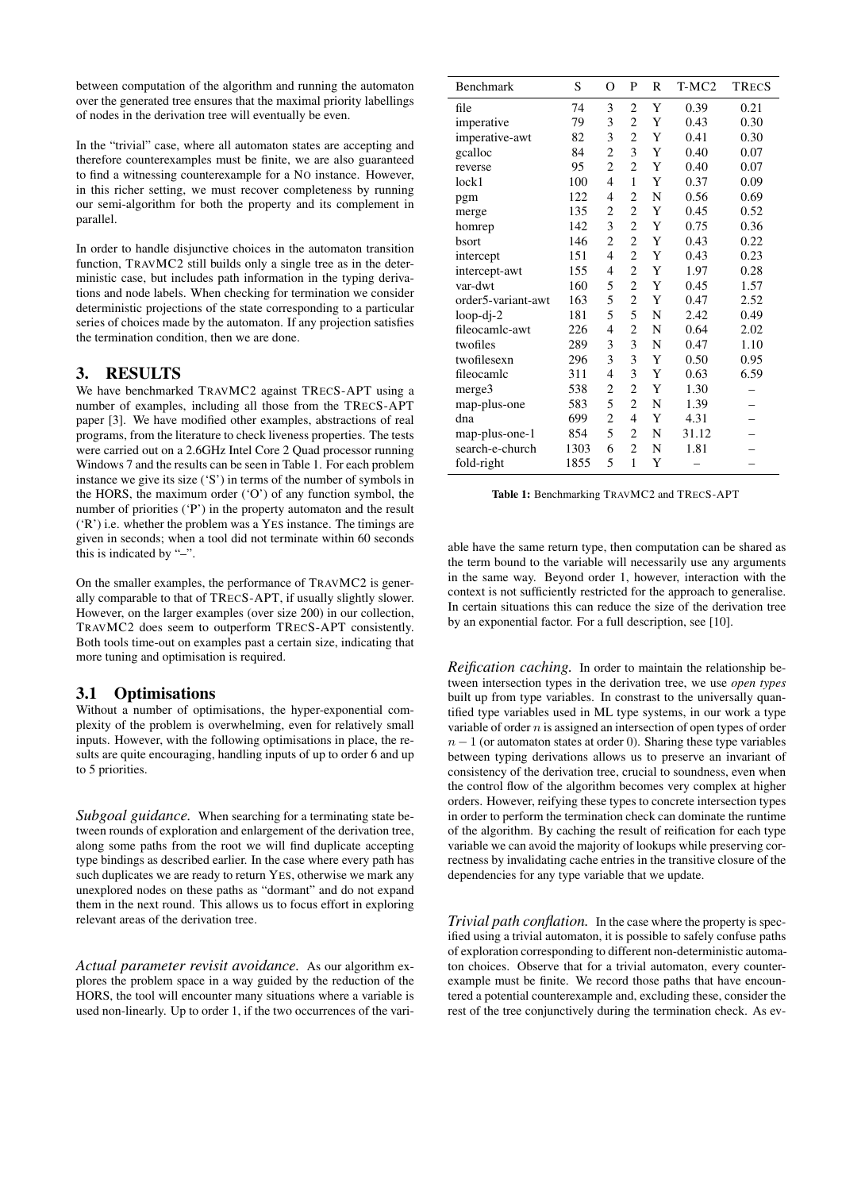between computation of the algorithm and running the automaton over the generated tree ensures that the maximal priority labellings of nodes in the derivation tree will eventually be even.

In the "trivial" case, where all automaton states are accepting and therefore counterexamples must be finite, we are also guaranteed to find a witnessing counterexample for a NO instance. However, in this richer setting, we must recover completeness by running our semi-algorithm for both the property and its complement in parallel.

In order to handle disjunctive choices in the automaton transition function, TRAVMC2 still builds only a single tree as in the deterministic case, but includes path information in the typing derivations and node labels. When checking for termination we consider deterministic projections of the state corresponding to a particular series of choices made by the automaton. If any projection satisfies the termination condition, then we are done.

## 3. RESULTS

We have benchmarked TRAVMC2 against TRECS-APT using a number of examples, including all those from the TRECS-APT paper [3]. We have modified other examples, abstractions of real programs, from the literature to check liveness properties. The tests were carried out on a 2.6GHz Intel Core 2 Quad processor running Windows 7 and the results can be seen in Table 1. For each problem instance we give its size ('S') in terms of the number of symbols in the HORS, the maximum order ('O') of any function symbol, the number of priorities ('P') in the property automaton and the result ('R') i.e. whether the problem was a YES instance. The timings are given in seconds; when a tool did not terminate within 60 seconds this is indicated by "–".

On the smaller examples, the performance of TRAVMC2 is generally comparable to that of TRECS-APT, if usually slightly slower. However, on the larger examples (over size 200) in our collection, TRAVMC2 does seem to outperform TRECS-APT consistently. Both tools time-out on examples past a certain size, indicating that more tuning and optimisation is required.

| Benchmark | S | O | P | R | T-MC2 | TRECS |
|---|---|---|---|---|---|---|
| file | 74 | 3 | 2 | Y | 0.39 | 0.21 |
| imperative | 79 | 3 | 2 | Y | 0.43 | 0.30 |
| imperative-awt | 82 | 3 | 2 | Y | 0.41 | 0.30 |
| gcalloc | 84 | 2 | 3 | Y | 0.40 | 0.07 |
| reverse | 95 | 2 | 2 | Y | 0.40 | 0.07 |
| lock1 | 100 | 4 | 1 | Y | 0.37 | 0.09 |
| pgm | 122 | 4 | 2 | N | 0.56 | 0.69 |
| merge | 135 | 2 | 2 | Y | 0.45 | 0.52 |
| homrep | 142 | 3 | 2 | Y | 0.75 | 0.36 |
| bsort | 146 | 2 | 2 | Y | 0.43 | 0.22 |
| intercept | 151 | 4 | 2 | Y | 0.43 | 0.23 |
| intercept-awt | 155 | 4 | 2 | Y | 1.97 | 0.28 |
| var-dwt | 160 | 5 | 2 | Y | 0.45 | 1.57 |
| order5-variant-awt | 163 | 5 | 2 | Y | 0.47 | 2.52 |
| loop-dj-2 | 181 | 5 | 5 | N | 2.42 | 0.49 |
| fileocamlc-awt | 226 | 4 | 2 | N | 0.64 | 2.02 |
| twofiles | 289 | 3 | 3 | N | 0.47 | 1.10 |
| twofilesexn | 296 | 3 | 3 | Y | 0.50 | 0.95 |
| fileocamlc | 311 | 4 | 3 | Y | 0.63 | 6.59 |
| merge3 | 538 | 2 | 2 | Y | 1.30 | – |
| map-plus-one | 583 | 5 | 2 | N | 1.39 | – |
| dna | 699 | 2 | 4 | Y | 4.31 | – |
| map-plus-one-1 | 854 | 5 | 2 | N | 31.12 | – |
| search-e-church | 1303 | 6 | 2 | N | 1.81 | – |
| fold-right | 1855 | 5 | 1 | Y | – | – |

**Table 1:** Benchmarking TRAVMC2 and TRECS-APT

### 3.1 Optimisations

Without a number of optimisations, the hyper-exponential complexity of the problem is overwhelming, even for relatively small inputs. However, with the following optimisations in place, the results are quite encouraging, handling inputs of up to order 6 and up to 5 priorities.

*Subgoal guidance.* When searching for a terminating state between rounds of exploration and enlargement of the derivation tree, along some paths from the root we will find duplicate accepting type bindings as described earlier. In the case where every path has such duplicates we are ready to return YES, otherwise we mark any unexplored nodes on these paths as "dormant" and do not expand them in the next round. This allows us to focus effort in exploring relevant areas of the derivation tree.

*Actual parameter revisit avoidance.* As our algorithm explores the problem space in a way guided by the reduction of the HORS, the tool will encounter many situations where a variable is used non-linearly. Up to order 1, if the two occurrences of the variable have the same return type, then computation can be shared as the term bound to the variable will necessarily use any arguments in the same way. Beyond order 1, however, interaction with the context is not sufficiently restricted for the approach to generalise. In certain situations this can reduce the size of the derivation tree by an exponential factor. For a full description, see [10].

*Reification caching.* In order to maintain the relationship between intersection types in the derivation tree, we use *open types* built up from type variables. In constrast to the universally quantified type variables used in ML type systems, in our work a type variable of order $n$ is assigned an intersection of open types of order $n-1$ (or automaton states at order 0). Sharing these type variables between typing derivations allows us to preserve an invariant of consistency of the derivation tree, crucial to soundness, even when the control flow of the algorithm becomes very complex at higher orders. However, reifying these types to concrete intersection types in order to perform the termination check can dominate the runtime of the algorithm. By caching the result of reification for each type variable we can avoid the majority of lookups while preserving correctness by invalidating cache entries in the transitive closure of the dependencies for any type variable that we update.

*Trivial path conflation.* In the case where the property is specified using a trivial automaton, it is possible to safely confuse paths of exploration corresponding to different non-deterministic automaton choices. Observe that for a trivial automaton, every counterexample must be finite. We record those paths that have encountered a potential counterexample and, excluding these, consider the rest of the tree conjunctively during the termination check. As ev-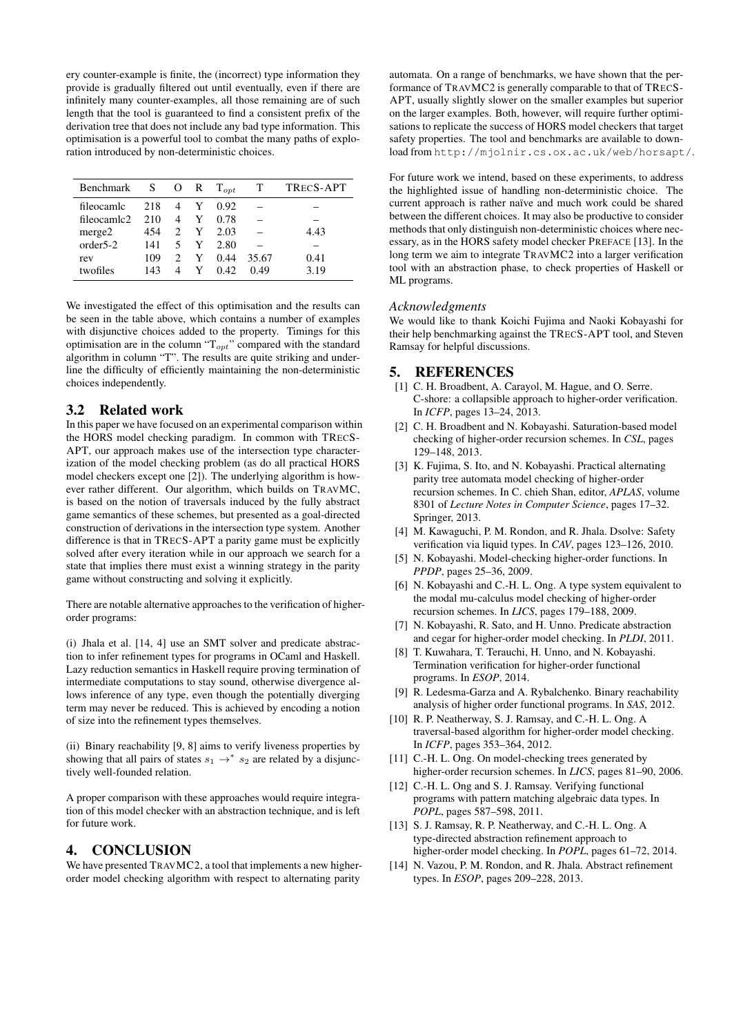ery counter-example is finite, the (incorrect) type information they provide is gradually filtered out until eventually, even if there are infinitely many counter-examples, all those remaining are of such length that the tool is guaranteed to find a consistent prefix of the derivation tree that does not include any bad type information. This optimisation is a powerful tool to combat the many paths of exploration introduced by non-deterministic choices.

| Benchmark | S | O | R | $T_{opt}$ | T | TRECS-APT |
|---|---|---|---|---|---|---|
| fileocamlc | 218 | 4 | Y | 0.92 | – | – |
| fileocamlc2 | 210 | 4 | Y | 0.78 | – | – |
| merge2 | 454 | 2 | Y | 2.03 | – | 4.43 |
| order5-2 | 141 | 5 | Y | 2.80 | – | – |
| rev | 109 | 2 | Y | 0.44 | 35.67 | 0.41 |
| twofiles | 143 | 4 | Y | 0.42 | 0.49 | 3.19 |

We investigated the effect of this optimisation and the results can be seen in the table above, which contains a number of examples with disjunctive choices added to the property. Timings for this optimisation are in the column "$T_{opt}$" compared with the standard algorithm in column "T". The results are quite striking and underline the difficulty of efficiently maintaining the non-deterministic choices independently.

## 3.2 Related work

In this paper we have focused on an experimental comparison within the HORS model checking paradigm. In common with TRECS-APT, our approach makes use of the intersection type characterization of the model checking problem (as do all practical HORS model checkers except one [2]). The underlying algorithm is however rather different. Our algorithm, which builds on TRAVMC, is based on the notion of traversals induced by the fully abstract game semantics of these schemes, but presented as a goal-directed construction of derivations in the intersection type system. Another difference is that in TRECS-APT a parity game must be explicitly solved after every iteration while in our approach we search for a state that implies there must exist a winning strategy in the parity game without constructing and solving it explicitly.

There are notable alternative approaches to the verification of higher-order programs:

(i) Jhala et al. [14, 4] use an SMT solver and predicate abstraction to infer refinement types for programs in OCaml and Haskell. Lazy reduction semantics in Haskell require proving termination of intermediate computations to stay sound, otherwise divergence allows inference of any type, even though the potentially diverging term may never be reduced. This is achieved by encoding a notion of size into the refinement types themselves.

(ii) Binary reachability [9, 8] aims to verify liveness properties by showing that all pairs of states $s_1 \to^* s_2$ are related by a disjunctively well-founded relation.

A proper comparison with these approaches would require integration of this model checker with an abstraction technique, and is left for future work.

# 4. CONCLUSION

We have presented TRAVMC2, a tool that implements a new higher-order model checking algorithm with respect to alternating parity automata. On a range of benchmarks, we have shown that the performance of TRAVMC2 is generally comparable to that of TRECS-APT, usually slightly slower on the smaller examples but superior on the larger examples. Both, however, will require further optimisations to replicate the success of HORS model checkers that target safety properties. The tool and benchmarks are available to download from `http://mjolnir.cs.ox.ac.uk/web/horsapt/`.

For future work we intend, based on these experiments, to address the highlighted issue of handling non-deterministic choice. The current approach is rather naïve and much work could be shared between the different choices. It may also be productive to consider methods that only distinguish non-deterministic choices where necessary, as in the HORS safety model checker PREFACE [13]. In the long term we aim to integrate TRAVMC2 into a larger verification tool with an abstraction phase, to check properties of Haskell or ML programs.

### *Acknowledgments*

We would like to thank Koichi Fujima and Naoki Kobayashi for their help benchmarking against the TRECS-APT tool, and Steven Ramsay for helpful discussions.

# 5. REFERENCES

[1] C. H. Broadbent, A. Carayol, M. Hague, and O. Serre. C-shore: a collapsible approach to higher-order verification. In *ICFP*, pages 13–24, 2013.

[2] C. H. Broadbent and N. Kobayashi. Saturation-based model checking of higher-order recursion schemes. In *CSL*, pages 129–148, 2013.

[3] K. Fujima, S. Ito, and N. Kobayashi. Practical alternating parity tree automata model checking of higher-order recursion schemes. In C. chieh Shan, editor, *APLAS*, volume 8301 of *Lecture Notes in Computer Science*, pages 17–32. Springer, 2013.

[4] M. Kawaguchi, P. M. Rondon, and R. Jhala. Dsolve: Safety verification via liquid types. In *CAV*, pages 123–126, 2010.

[5] N. Kobayashi. Model-checking higher-order functions. In *PPDP*, pages 25–36, 2009.

[6] N. Kobayashi and C.-H. L. Ong. A type system equivalent to the modal mu-calculus model checking of higher-order recursion schemes. In *LICS*, pages 179–188, 2009.

[7] N. Kobayashi, R. Sato, and H. Unno. Predicate abstraction and cegar for higher-order model checking. In *PLDI*, 2011.

[8] T. Kuwahara, T. Terauchi, H. Unno, and N. Kobayashi. Termination verification for higher-order functional programs. In *ESOP*, 2014.

[9] R. Ledesma-Garza and A. Rybalchenko. Binary reachability analysis of higher order functional programs. In *SAS*, 2012.

[10] R. P. Neatherway, S. J. Ramsay, and C.-H. L. Ong. A traversal-based algorithm for higher-order model checking. In *ICFP*, pages 353–364, 2012.

[11] C.-H. L. Ong. On model-checking trees generated by higher-order recursion schemes. In *LICS*, pages 81–90, 2006.

[12] C.-H. L. Ong and S. J. Ramsay. Verifying functional programs with pattern matching algebraic data types. In *POPL*, pages 587–598, 2011.

[13] S. J. Ramsay, R. P. Neatherway, and C.-H. L. Ong. A type-directed abstraction refinement approach to higher-order model checking. In *POPL*, pages 61–72, 2014.

[14] N. Vazou, P. M. Rondon, and R. Jhala. Abstract refinement types. In *ESOP*, pages 209–228, 2013.